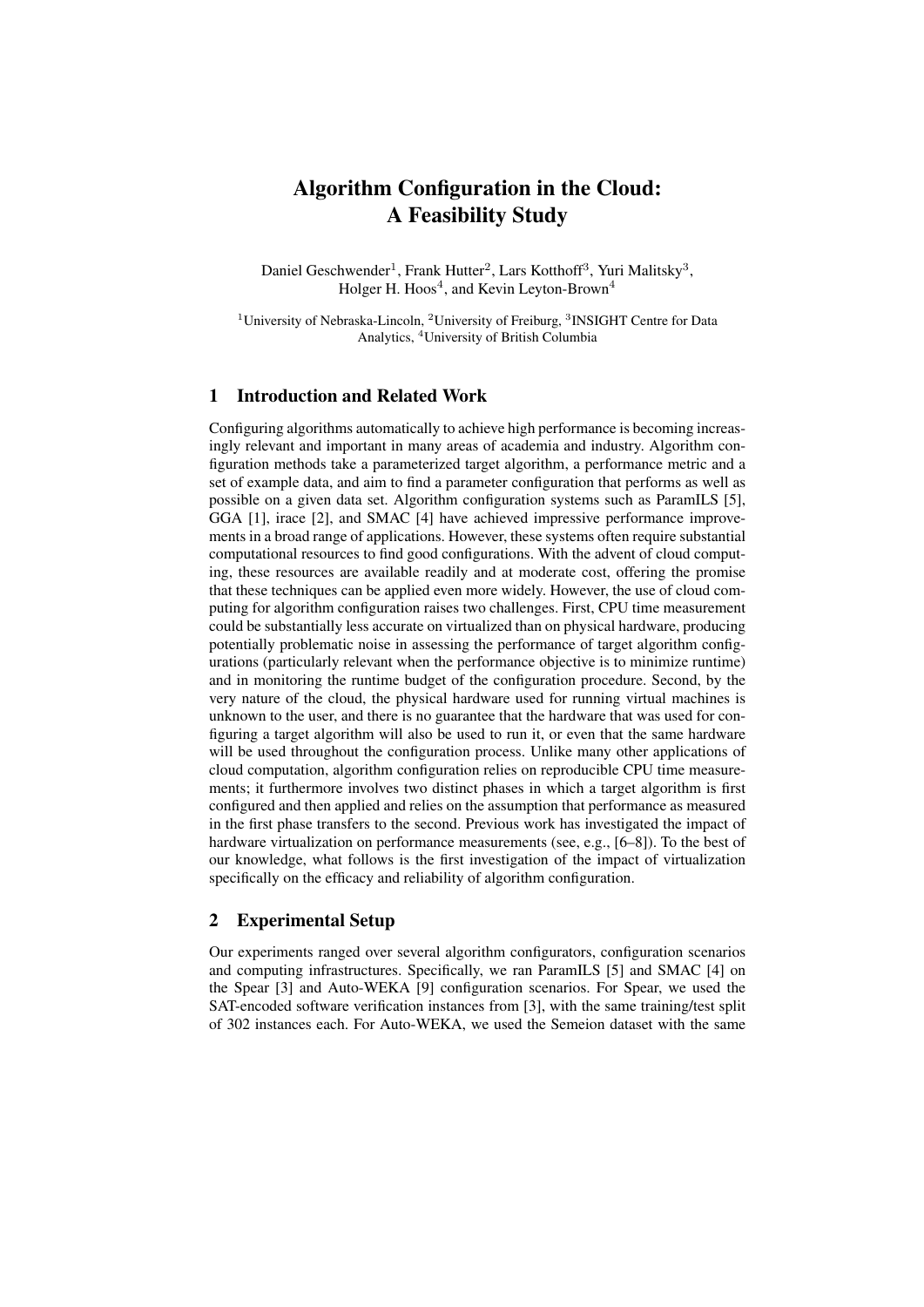# Algorithm Configuration in the Cloud: A Feasibility Study

Daniel Geschwender[1], Frank Hutter[2], Lars Kotthoff[3], Yuri Malitsky[3], Holger H. Hoos[4], and Kevin Leyton-Brown[4]

[1]University of Nebraska-Lincoln, [2]University of Freiburg, [3]INSIGHT Centre for Data Analytics, [4]University of British Columbia

## 1 Introduction and Related Work

Configuring algorithms automatically to achieve high performance is becoming increasingly relevant and important in many areas of academia and industry. Algorithm configuration methods take a parameterized target algorithm, a performance metric and a set of example data, and aim to find a parameter configuration that performs as well as possible on a given data set. Algorithm configuration systems such as ParamILS [5], GGA [1], irace [2], and SMAC [4] have achieved impressive performance improvements in a broad range of applications. However, these systems often require substantial computational resources to find good configurations. With the advent of cloud computing, these resources are available readily and at moderate cost, offering the promise that these techniques can be applied even more widely. However, the use of cloud computing for algorithm configuration raises two challenges. First, CPU time measurement could be substantially less accurate on virtualized than on physical hardware, producing potentially problematic noise in assessing the performance of target algorithm configurations (particularly relevant when the performance objective is to minimize runtime) and in monitoring the runtime budget of the configuration procedure. Second, by the very nature of the cloud, the physical hardware used for running virtual machines is unknown to the user, and there is no guarantee that the hardware that was used for configuring a target algorithm will also be used to run it, or even that the same hardware will be used throughout the configuration process. Unlike many other applications of cloud computation, algorithm configuration relies on reproducible CPU time measurements; it furthermore involves two distinct phases in which a target algorithm is first configured and then applied and relies on the assumption that performance as measured in the first phase transfers to the second. Previous work has investigated the impact of hardware virtualization on performance measurements (see, e.g., [6–8]). To the best of our knowledge, what follows is the first investigation of the impact of virtualization specifically on the efficacy and reliability of algorithm configuration.

## 2 Experimental Setup

Our experiments ranged over several algorithm configurators, configuration scenarios and computing infrastructures. Specifically, we ran ParamILS [5] and SMAC [4] on the Spear [3] and Auto-WEKA [9] configuration scenarios. For Spear, we used the SAT-encoded software verification instances from [3], with the same training/test split of 302 instances each. For Auto-WEKA, we used the Semeion dataset with the same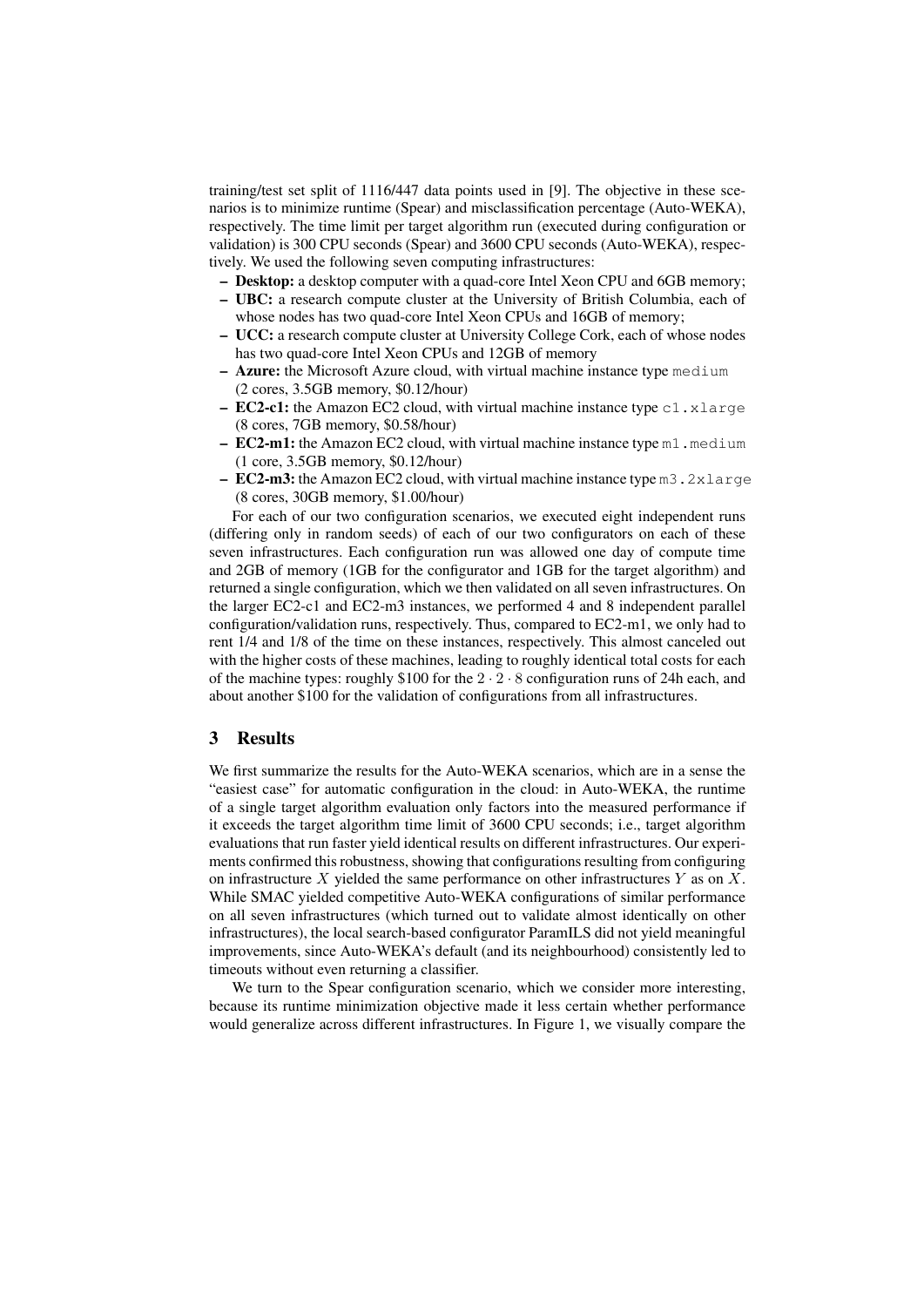training/test set split of 1116/447 data points used in [9]. The objective in these scenarios is to minimize runtime (Spear) and misclassification percentage (Auto-WEKA), respectively. The time limit per target algorithm run (executed during configuration or validation) is 300 CPU seconds (Spear) and 3600 CPU seconds (Auto-WEKA), respectively. We used the following seven computing infrastructures:

- **Desktop:** a desktop computer with a quad-core Intel Xeon CPU and 6GB memory;
- **UBC:** a research compute cluster at the University of British Columbia, each of whose nodes has two quad-core Intel Xeon CPUs and 16GB of memory;
- **UCC:** a research compute cluster at University College Cork, each of whose nodes has two quad-core Intel Xeon CPUs and 12GB of memory
- **Azure:** the Microsoft Azure cloud, with virtual machine instance type `medium` (2 cores, 3.5GB memory, \$0.12/hour)
- **EC2-c1:** the Amazon EC2 cloud, with virtual machine instance type `c1.xlarge` (8 cores, 7GB memory, \$0.58/hour)
- **EC2-m1:** the Amazon EC2 cloud, with virtual machine instance type `m1.medium` (1 core, 3.5GB memory, \$0.12/hour)
- **EC2-m3:** the Amazon EC2 cloud, with virtual machine instance type `m3.2xlarge` (8 cores, 30GB memory, \$1.00/hour)

For each of our two configuration scenarios, we executed eight independent runs (differing only in random seeds) of each of our two configurators on each of these seven infrastructures. Each configuration run was allowed one day of compute time and 2GB of memory (1GB for the configurator and 1GB for the target algorithm) and returned a single configuration, which we then validated on all seven infrastructures. On the larger EC2-c1 and EC2-m3 instances, we performed 4 and 8 independent parallel configuration/validation runs, respectively. Thus, compared to EC2-m1, we only had to rent 1/4 and 1/8 of the time on these instances, respectively. This almost canceled out with the higher costs of these machines, leading to roughly identical total costs for each of the machine types: roughly \$100 for the $2 \cdot 2 \cdot 8$ configuration runs of 24h each, and about another \$100 for the validation of configurations from all infrastructures.

## 3 Results

We first summarize the results for the Auto-WEKA scenarios, which are in a sense the "easiest case" for automatic configuration in the cloud: in Auto-WEKA, the runtime of a single target algorithm evaluation only factors into the measured performance if it exceeds the target algorithm time limit of 3600 CPU seconds; i.e., target algorithm evaluations that run faster yield identical results on different infrastructures. Our experiments confirmed this robustness, showing that configurations resulting from configuring on infrastructure $X$ yielded the same performance on other infrastructures $Y$ as on $X$. While SMAC yielded competitive Auto-WEKA configurations of similar performance on all seven infrastructures (which turned out to validate almost identically on other infrastructures), the local search-based configurator ParamILS did not yield meaningful improvements, since Auto-WEKA's default (and its neighbourhood) consistently led to timeouts without even returning a classifier.

We turn to the Spear configuration scenario, which we consider more interesting, because its runtime minimization objective made it less certain whether performance would generalize across different infrastructures. In Figure 1, we visually compare the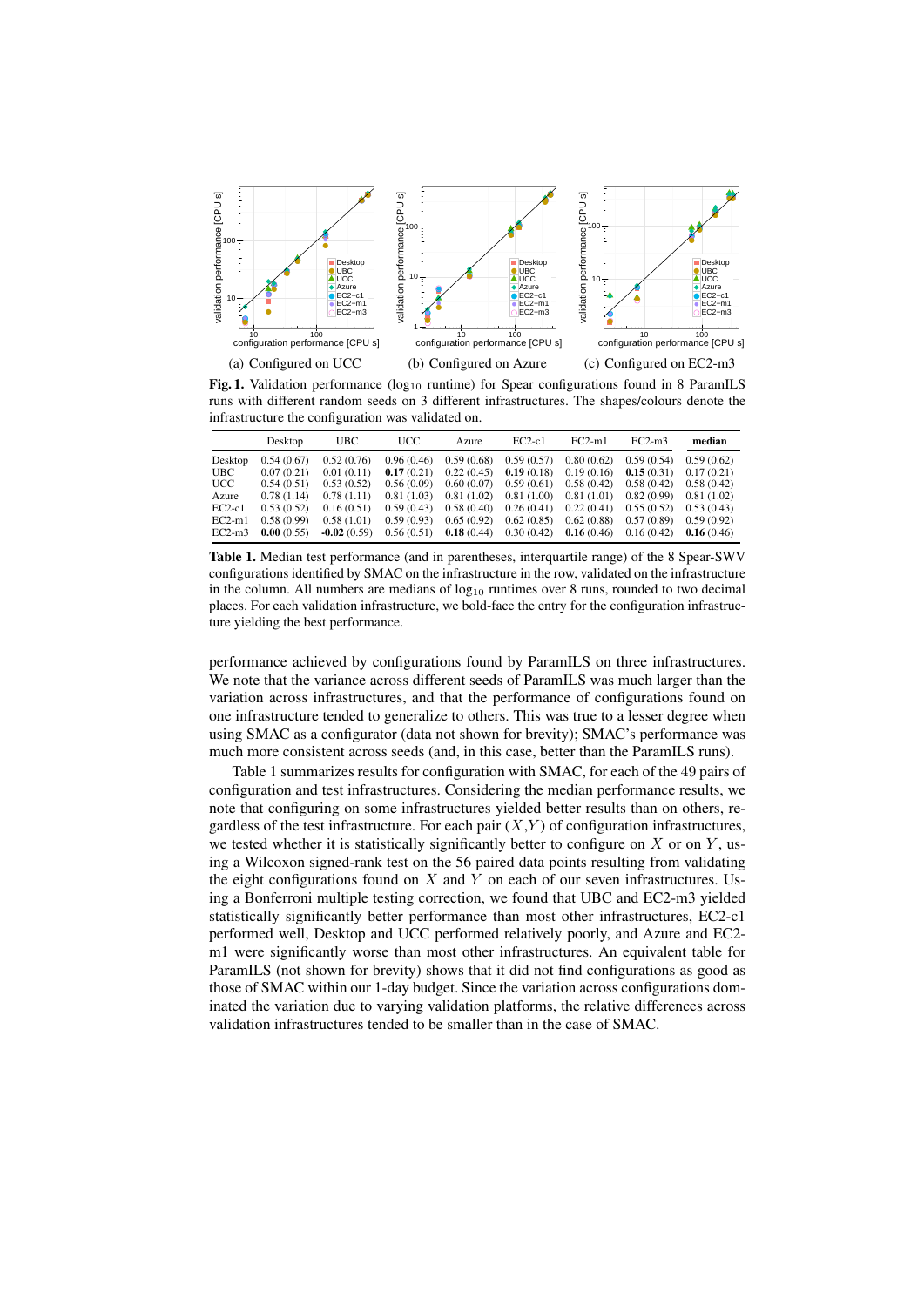(a) Configured on UCC (b) Configured on Azure (c) Configured on EC2-m3

**Fig. 1.** Validation performance ($\log_{10}$ runtime) for Spear configurations found in 8 ParamILS runs with different random seeds on 3 different infrastructures. The shapes/colours denote the infrastructure the configuration was validated on.

| | Desktop | UBC | UCC | Azure | EC2-c1 | EC2-m1 | EC2-m3 | **median** |
|---|---|---|---|---|---|---|---|---|
| Desktop | 0.54 (0.67) | 0.52 (0.76) | 0.96 (0.46) | 0.59 (0.68) | 0.59 (0.57) | 0.80 (0.62) | 0.59 (0.54) | 0.59 (0.62) |
| UBC | 0.07 (0.21) | 0.01 (0.11) | **0.17** (0.21) | 0.22 (0.45) | **0.19** (0.18) | 0.19 (0.16) | **0.15** (0.31) | 0.17 (0.21) |
| UCC | 0.54 (0.51) | 0.53 (0.52) | 0.56 (0.09) | 0.60 (0.07) | 0.59 (0.61) | 0.58 (0.42) | 0.58 (0.42) | 0.58 (0.42) |
| Azure | 0.78 (1.14) | 0.78 (1.11) | 0.81 (1.03) | 0.81 (1.02) | 0.81 (1.00) | 0.81 (1.01) | 0.82 (0.99) | 0.81 (1.02) |
| EC2-c1 | 0.53 (0.52) | 0.16 (0.51) | 0.59 (0.43) | 0.58 (0.40) | 0.26 (0.41) | 0.22 (0.41) | 0.55 (0.52) | 0.53 (0.43) |
| EC2-m1 | 0.58 (0.99) | 0.58 (1.01) | 0.59 (0.93) | 0.65 (0.92) | 0.62 (0.85) | 0.62 (0.88) | 0.57 (0.89) | 0.59 (0.92) |
| EC2-m3 | **0.00** (0.55) | **-0.02** (0.59) | 0.56 (0.51) | **0.18** (0.44) | 0.30 (0.42) | **0.16** (0.46) | 0.16 (0.42) | **0.16** (0.46) |

**Table 1.** Median test performance (and in parentheses, interquartile range) of the 8 Spear-SWV configurations identified by SMAC on the infrastructure in the row, validated on the infrastructure in the column. All numbers are medians of $\log_{10}$ runtimes over 8 runs, rounded to two decimal places. For each validation infrastructure, we bold-face the entry for the configuration infrastructure yielding the best performance.

performance achieved by configurations found by ParamILS on three infrastructures. We note that the variance across different seeds of ParamILS was much larger than the variation across infrastructures, and that the performance of configurations found on one infrastructure tended to generalize to others. This was true to a lesser degree when using SMAC as a configurator (data not shown for brevity); SMAC's performance was much more consistent across seeds (and, in this case, better than the ParamILS runs).

Table 1 summarizes results for configuration with SMAC, for each of the 49 pairs of configuration and test infrastructures. Considering the median performance results, we note that configuring on some infrastructures yielded better results than on others, regardless of the test infrastructure. For each pair $(X,Y)$ of configuration infrastructures, we tested whether it is statistically significantly better to configure on $X$ or on $Y$, using a Wilcoxon signed-rank test on the 56 paired data points resulting from validating the eight configurations found on $X$ and $Y$ on each of our seven infrastructures. Using a Bonferroni multiple testing correction, we found that UBC and EC2-m3 yielded statistically significantly better performance than most other infrastructures, EC2-c1 performed well, Desktop and UCC performed relatively poorly, and Azure and EC2-m1 were significantly worse than most other infrastructures. An equivalent table for ParamILS (not shown for brevity) shows that it did not find configurations as good as those of SMAC within our 1-day budget. Since the variation across configurations dominated the variation due to varying validation platforms, the relative differences across validation infrastructures tended to be smaller than in the case of SMAC.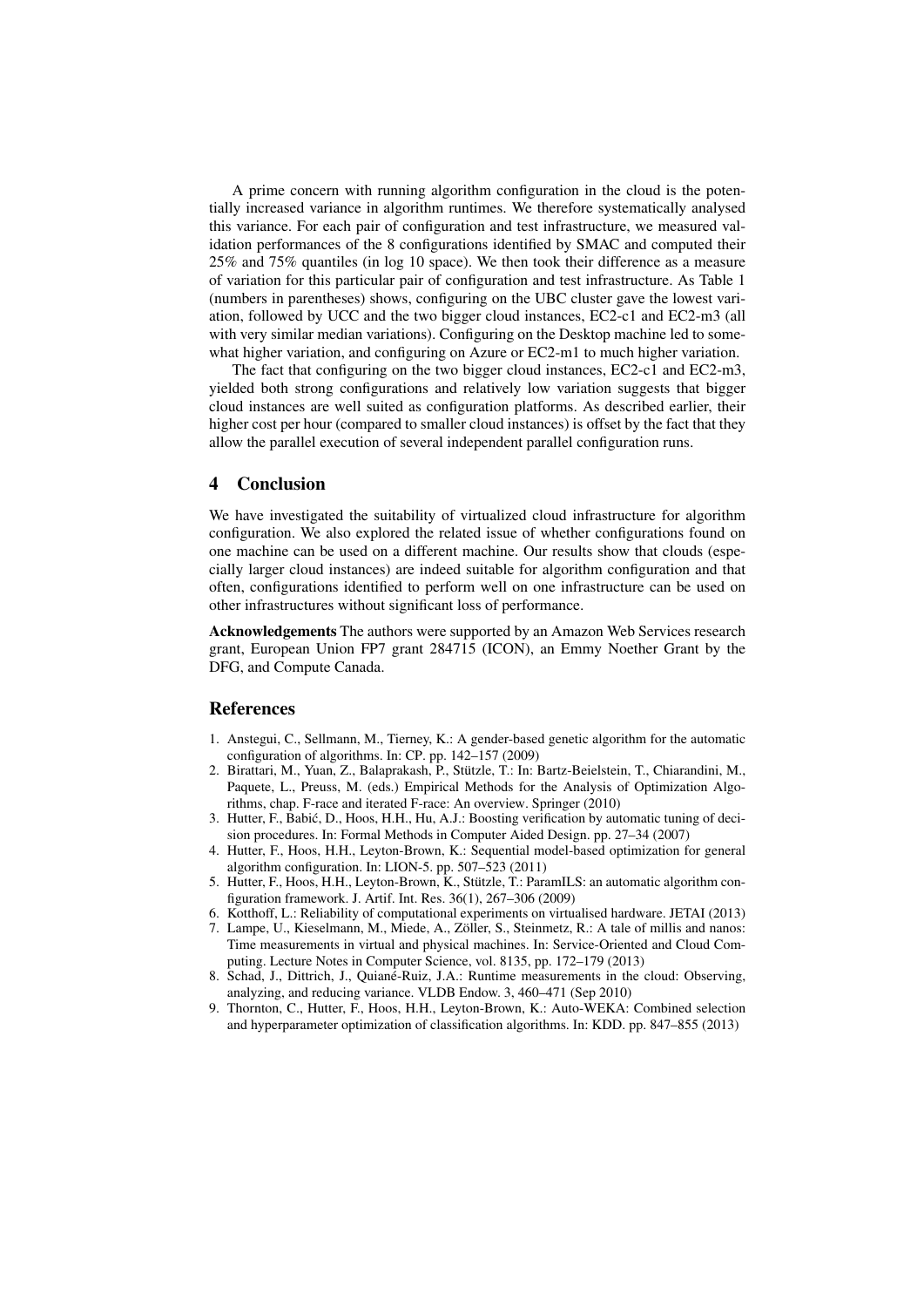A prime concern with running algorithm configuration in the cloud is the potentially increased variance in algorithm runtimes. We therefore systematically analysed this variance. For each pair of configuration and test infrastructure, we measured validation performances of the 8 configurations identified by SMAC and computed their 25% and 75% quantiles (in log 10 space). We then took their difference as a measure of variation for this particular pair of configuration and test infrastructure. As Table 1 (numbers in parentheses) shows, configuring on the UBC cluster gave the lowest variation, followed by UCC and the two bigger cloud instances, EC2-c1 and EC2-m3 (all with very similar median variations). Configuring on the Desktop machine led to somewhat higher variation, and configuring on Azure or EC2-m1 to much higher variation.

The fact that configuring on the two bigger cloud instances, EC2-c1 and EC2-m3, yielded both strong configurations and relatively low variation suggests that bigger cloud instances are well suited as configuration platforms. As described earlier, their higher cost per hour (compared to smaller cloud instances) is offset by the fact that they allow the parallel execution of several independent parallel configuration runs.

## 4 Conclusion

We have investigated the suitability of virtualized cloud infrastructure for algorithm configuration. We also explored the related issue of whether configurations found on one machine can be used on a different machine. Our results show that clouds (especially larger cloud instances) are indeed suitable for algorithm configuration and that often, configurations identified to perform well on one infrastructure can be used on other infrastructures without significant loss of performance.

**Acknowledgements** The authors were supported by an Amazon Web Services research grant, European Union FP7 grant 284715 (ICON), an Emmy Noether Grant by the DFG, and Compute Canada.

## References

1. Anstegui, C., Sellmann, M., Tierney, K.: A gender-based genetic algorithm for the automatic configuration of algorithms. In: CP. pp. 142–157 (2009)
2. Birattari, M., Yuan, Z., Balaprakash, P., Stützle, T.: In: Bartz-Beielstein, T., Chiarandini, M., Paquete, L., Preuss, M. (eds.) Empirical Methods for the Analysis of Optimization Algorithms, chap. F-race and iterated F-race: An overview. Springer (2010)
3. Hutter, F., Babić, D., Hoos, H.H., Hu, A.J.: Boosting verification by automatic tuning of decision procedures. In: Formal Methods in Computer Aided Design. pp. 27–34 (2007)
4. Hutter, F., Hoos, H.H., Leyton-Brown, K.: Sequential model-based optimization for general algorithm configuration. In: LION-5. pp. 507–523 (2011)
5. Hutter, F., Hoos, H.H., Leyton-Brown, K., Stützle, T.: ParamILS: an automatic algorithm configuration framework. J. Artif. Int. Res. 36(1), 267–306 (2009)
6. Kotthoff, L.: Reliability of computational experiments on virtualised hardware. JETAI (2013)
7. Lampe, U., Kieselmann, M., Miede, A., Zöller, S., Steinmetz, R.: A tale of millis and nanos: Time measurements in virtual and physical machines. In: Service-Oriented and Cloud Computing. Lecture Notes in Computer Science, vol. 8135, pp. 172–179 (2013)
8. Schad, J., Dittrich, J., Quiané-Ruiz, J.A.: Runtime measurements in the cloud: Observing, analyzing, and reducing variance. VLDB Endow. 3, 460–471 (Sep 2010)
9. Thornton, C., Hutter, F., Hoos, H.H., Leyton-Brown, K.: Auto-WEKA: Combined selection and hyperparameter optimization of classification algorithms. In: KDD. pp. 847–855 (2013)